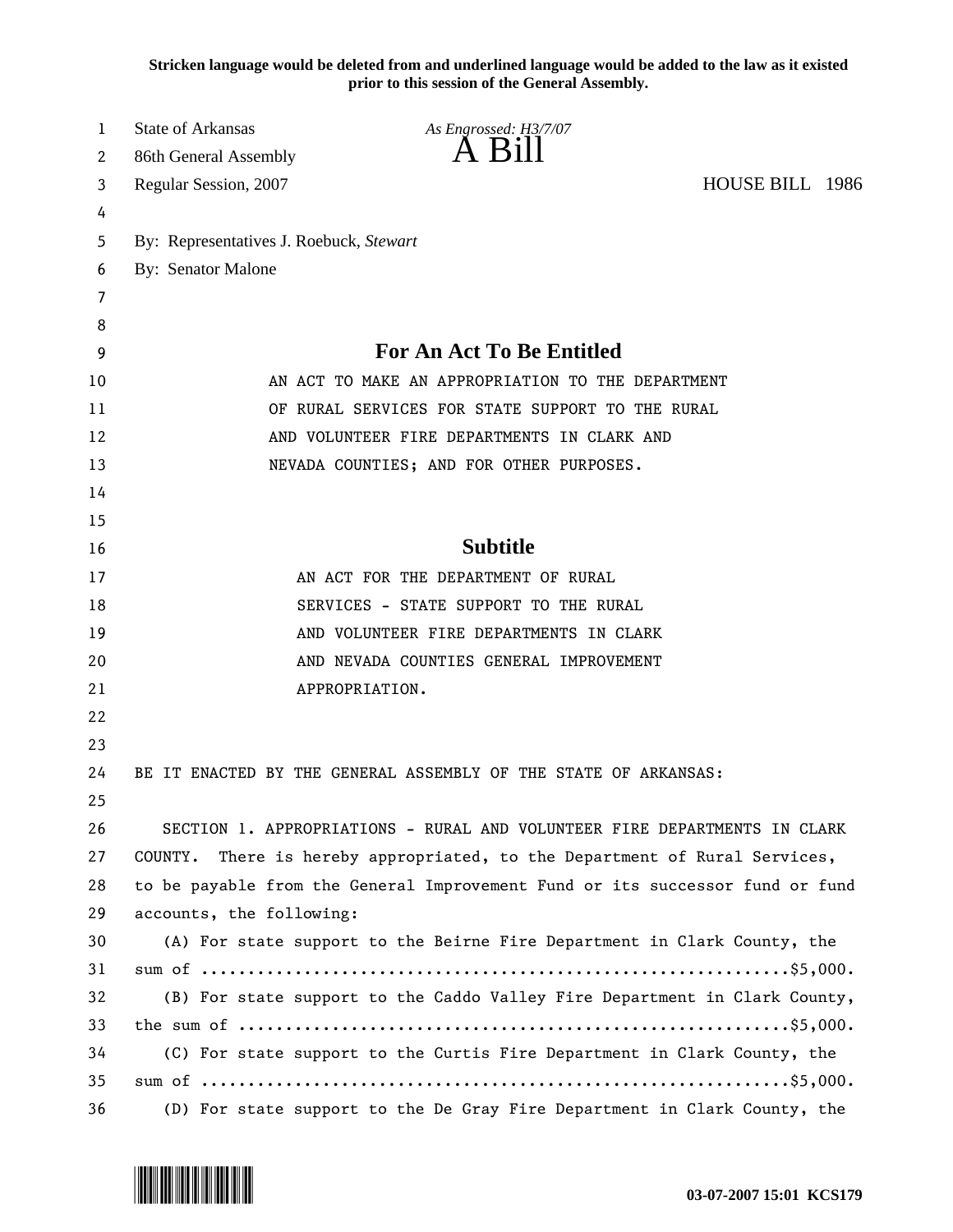Stricken language would be deleted from and underlined language would be added to the law as it existed prior to this session of the General Assembly.

State of Arkansas *As Engrossed: H3/7/07*
86th General Assembly
# A Bill
Regular Session, 2007 HOUSE BILL 1986

By: Representatives J. Roebuck, *Stewart*
By: Senator Malone

## For An Act To Be Entitled

AN ACT TO MAKE AN APPROPRIATION TO THE DEPARTMENT OF RURAL SERVICES FOR STATE SUPPORT TO THE RURAL AND VOLUNTEER FIRE DEPARTMENTS IN CLARK AND NEVADA COUNTIES; AND FOR OTHER PURPOSES.

## Subtitle

AN ACT FOR THE DEPARTMENT OF RURAL SERVICES - STATE SUPPORT TO THE RURAL AND VOLUNTEER FIRE DEPARTMENTS IN CLARK AND NEVADA COUNTIES GENERAL IMPROVEMENT APPROPRIATION.

BE IT ENACTED BY THE GENERAL ASSEMBLY OF THE STATE OF ARKANSAS:

SECTION 1. APPROPRIATIONS - RURAL AND VOLUNTEER FIRE DEPARTMENTS IN CLARK COUNTY. There is hereby appropriated, to the Department of Rural Services, to be payable from the General Improvement Fund or its successor fund or fund accounts, the following:

(A) For state support to the Beirne Fire Department in Clark County, the sum of ..............................................................$5,000.

(B) For state support to the Caddo Valley Fire Department in Clark County, the sum of ..........................................................$5,000.

(C) For state support to the Curtis Fire Department in Clark County, the sum of ..............................................................$5,000.

(D) For state support to the De Gray Fire Department in Clark County, the

03-07-2007 15:01 KCS179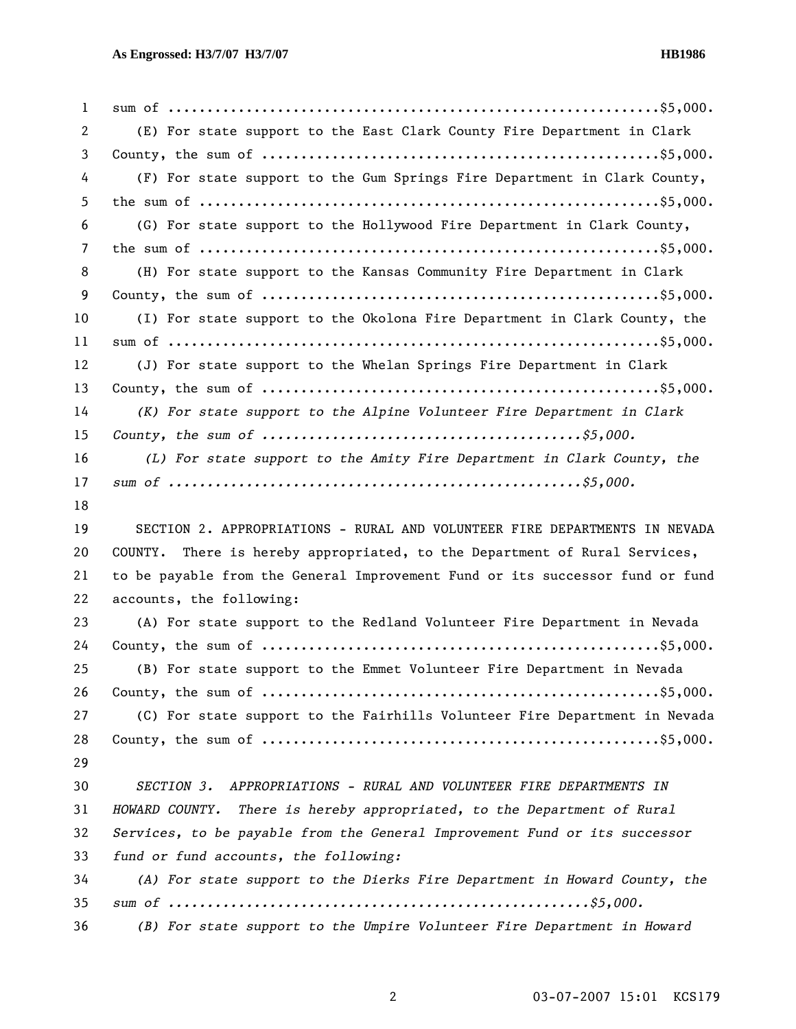sum of ............................................................$5,000.

(E) For state support to the East Clark County Fire Department in Clark County, the sum of ..................................................$5,000.

(F) For state support to the Gum Springs Fire Department in Clark County, the sum of .........................................................$5,000.

(G) For state support to the Hollywood Fire Department in Clark County, the sum of .........................................................$5,000.

(H) For state support to the Kansas Community Fire Department in Clark County, the sum of ..................................................$5,000.

(I) For state support to the Okolona Fire Department in Clark County, the sum of ............................................................$5,000.

(J) For state support to the Whelan Springs Fire Department in Clark County, the sum of ..................................................$5,000.

*(K) For state support to the Alpine Volunteer Fire Department in Clark County, the sum of .......................................$5,000.*

*(L) For state support to the Amity Fire Department in Clark County, the sum of ...................................................$5,000.*

SECTION 2. APPROPRIATIONS - RURAL AND VOLUNTEER FIRE DEPARTMENTS IN NEVADA COUNTY. There is hereby appropriated, to the Department of Rural Services, to be payable from the General Improvement Fund or its successor fund or fund accounts, the following:

(A) For state support to the Redland Volunteer Fire Department in Nevada County, the sum of ..................................................$5,000.

(B) For state support to the Emmet Volunteer Fire Department in Nevada County, the sum of ..................................................$5,000.

(C) For state support to the Fairhills Volunteer Fire Department in Nevada County, the sum of ..................................................$5,000.

*SECTION 3. APPROPRIATIONS - RURAL AND VOLUNTEER FIRE DEPARTMENTS IN HOWARD COUNTY. There is hereby appropriated, to the Department of Rural Services, to be payable from the General Improvement Fund or its successor fund or fund accounts, the following:*

*(A) For state support to the Dierks Fire Department in Howard County, the sum of .....................................................$5,000.*

*(B) For state support to the Umpire Volunteer Fire Department in Howard*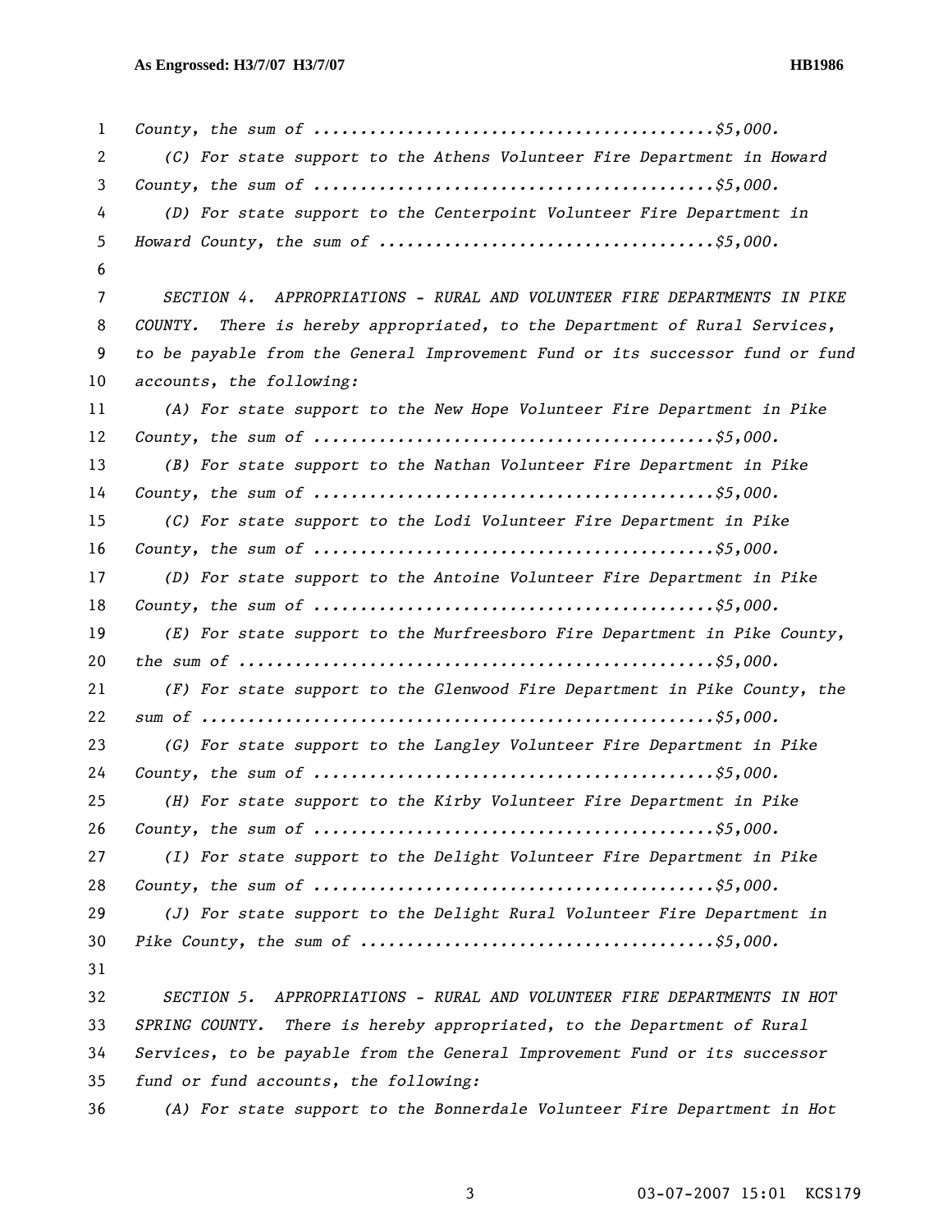*County, the sum of ............................................$5,000.*

*(C) For state support to the Athens Volunteer Fire Department in Howard County, the sum of ............................................$5,000.*

*(D) For state support to the Centerpoint Volunteer Fire Department in Howard County, the sum of ....................................$5,000.*

*SECTION 4. APPROPRIATIONS - RURAL AND VOLUNTEER FIRE DEPARTMENTS IN PIKE COUNTY. There is hereby appropriated, to the Department of Rural Services, to be payable from the General Improvement Fund or its successor fund or fund accounts, the following:*

*(A) For state support to the New Hope Volunteer Fire Department in Pike County, the sum of ............................................$5,000.*

*(B) For state support to the Nathan Volunteer Fire Department in Pike County, the sum of ............................................$5,000.*

*(C) For state support to the Lodi Volunteer Fire Department in Pike County, the sum of ............................................$5,000.*

*(D) For state support to the Antoine Volunteer Fire Department in Pike County, the sum of ............................................$5,000.*

*(E) For state support to the Murfreesboro Fire Department in Pike County, the sum of ..................................................$5,000.*

*(F) For state support to the Glenwood Fire Department in Pike County, the sum of .....................................................$5,000.*

*(G) For state support to the Langley Volunteer Fire Department in Pike County, the sum of ............................................$5,000.*

*(H) For state support to the Kirby Volunteer Fire Department in Pike County, the sum of ............................................$5,000.*

*(I) For state support to the Delight Volunteer Fire Department in Pike County, the sum of ............................................$5,000.*

*(J) For state support to the Delight Rural Volunteer Fire Department in Pike County, the sum of .....................................$5,000.*

*SECTION 5. APPROPRIATIONS - RURAL AND VOLUNTEER FIRE DEPARTMENTS IN HOT SPRING COUNTY. There is hereby appropriated, to the Department of Rural Services, to be payable from the General Improvement Fund or its successor fund or fund accounts, the following:*

*(A) For state support to the Bonnerdale Volunteer Fire Department in Hot*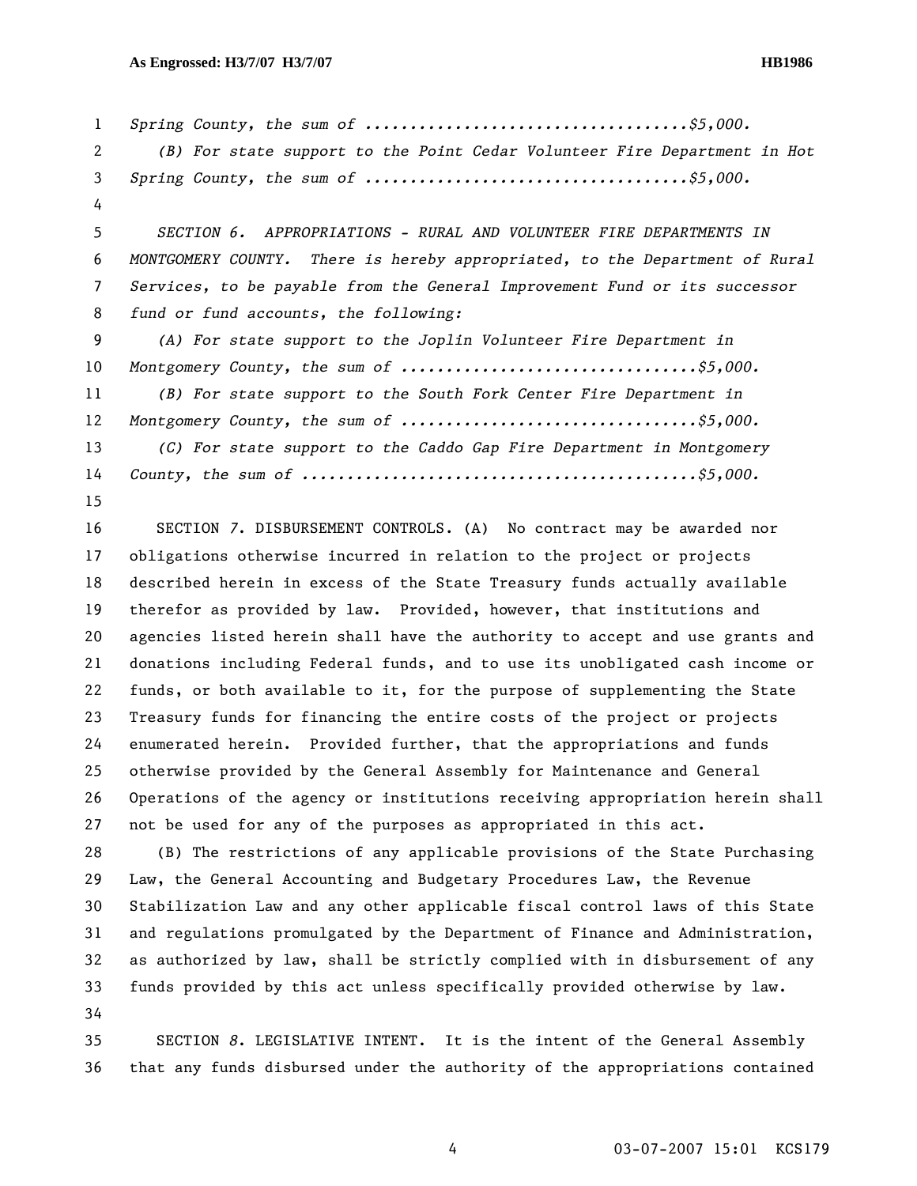*Spring County, the sum of ....................................$5,000.*

*(B) For state support to the Point Cedar Volunteer Fire Department in Hot Spring County, the sum of ....................................$5,000.*

*SECTION 6. APPROPRIATIONS - RURAL AND VOLUNTEER FIRE DEPARTMENTS IN MONTGOMERY COUNTY. There is hereby appropriated, to the Department of Rural Services, to be payable from the General Improvement Fund or its successor fund or fund accounts, the following:*

*(A) For state support to the Joplin Volunteer Fire Department in Montgomery County, the sum of .................................$5,000.*

*(B) For state support to the South Fork Center Fire Department in Montgomery County, the sum of .................................$5,000.*

*(C) For state support to the Caddo Gap Fire Department in Montgomery County, the sum of ...........................................$5,000.*

SECTION *7*. DISBURSEMENT CONTROLS. (A) No contract may be awarded nor obligations otherwise incurred in relation to the project or projects described herein in excess of the State Treasury funds actually available therefor as provided by law. Provided, however, that institutions and agencies listed herein shall have the authority to accept and use grants and donations including Federal funds, and to use its unobligated cash income or funds, or both available to it, for the purpose of supplementing the State Treasury funds for financing the entire costs of the project or projects enumerated herein. Provided further, that the appropriations and funds otherwise provided by the General Assembly for Maintenance and General Operations of the agency or institutions receiving appropriation herein shall not be used for any of the purposes as appropriated in this act.

(B) The restrictions of any applicable provisions of the State Purchasing Law, the General Accounting and Budgetary Procedures Law, the Revenue Stabilization Law and any other applicable fiscal control laws of this State and regulations promulgated by the Department of Finance and Administration, as authorized by law, shall be strictly complied with in disbursement of any funds provided by this act unless specifically provided otherwise by law.

SECTION *8*. LEGISLATIVE INTENT. It is the intent of the General Assembly that any funds disbursed under the authority of the appropriations contained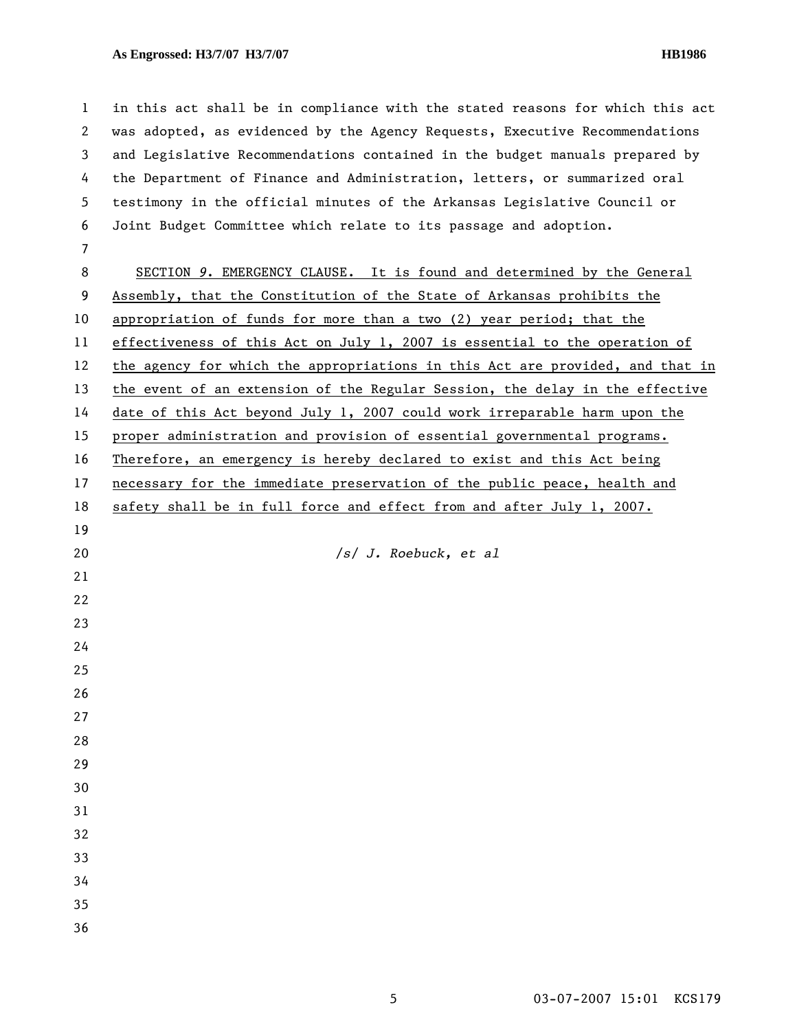in this act shall be in compliance with the stated reasons for which this act was adopted, as evidenced by the Agency Requests, Executive Recommendations and Legislative Recommendations contained in the budget manuals prepared by the Department of Finance and Administration, letters, or summarized oral testimony in the official minutes of the Arkansas Legislative Council or Joint Budget Committee which relate to its passage and adoption.

SECTION *9*. EMERGENCY CLAUSE. It is found and determined by the General Assembly, that the Constitution of the State of Arkansas prohibits the appropriation of funds for more than a two (2) year period; that the effectiveness of this Act on July 1, 2007 is essential to the operation of the agency for which the appropriations in this Act are provided, and that in the event of an extension of the Regular Session, the delay in the effective date of this Act beyond July 1, 2007 could work irreparable harm upon the proper administration and provision of essential governmental programs. Therefore, an emergency is hereby declared to exist and this Act being necessary for the immediate preservation of the public peace, health and safety shall be in full force and effect from and after July 1, 2007.

*/s/ J. Roebuck, et al*